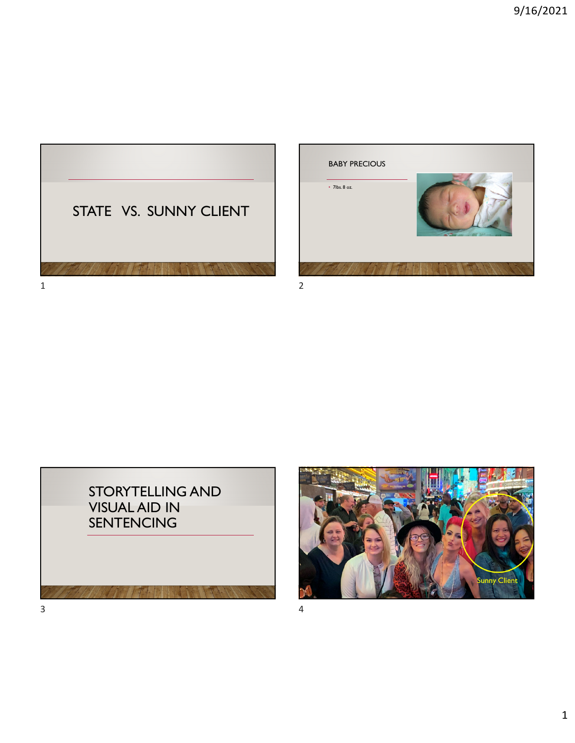# STATE VS. SUNNY CLIENT

## BABY PRECIOUS

- 7lbs. 8 oz.

# STORYTELLING AND VISUAL AID IN SENTENCING

Sunny Client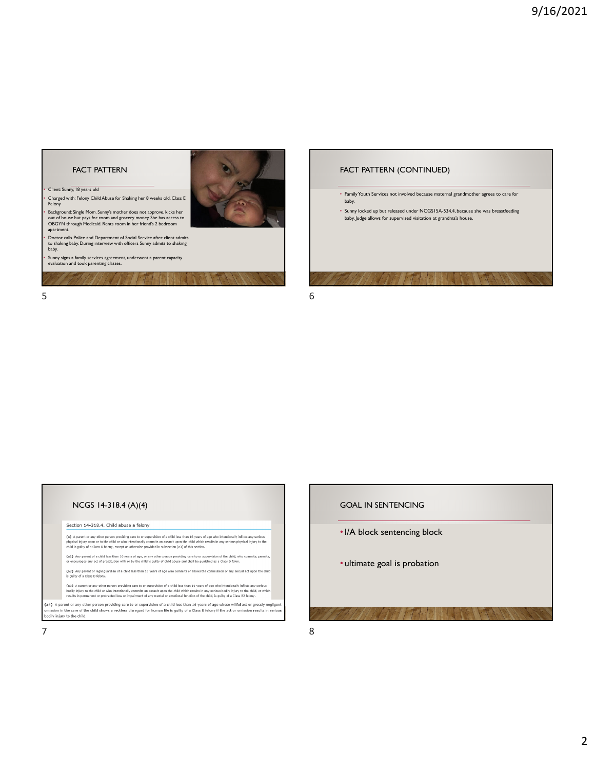## FACT PATTERN

- Client: Sunny, 18 years old
- Charged with: Felony Child Abuse for Shaking her 8 weeks old, Class E Felony
- Background: Single Mom. Sunny's mother does not approve, kicks her out of house but pays for room and grocery money. She has access to OBGYN through Medicaid. Rents room in her friend's 2 bedroom apartment.
- Doctor calls Police and Department of Social Service after client admits to shaking baby. During interview with officers Sunny admits to shaking baby.
- Sunny signs a family services agreement, underwent a parent capacity evaluation and took parenting classes.

## FACT PATTERN (CONTINUED)

- Family Youth Services not involved because maternal grandmother agrees to care for baby.
- Sunny locked up but released under NCGS15A-534.4, because she was breastfeeding baby. Judge allows for supervised visitation at grandma's house.

## NCGS 14-318.4 (A)(4)

Section 14-318.4. Child abuse a felony

(a) A parent or any other person providing care to or supervision of a child less than 16 years of age who intentionally inflicts any serious physical injury upon or to the child or who intentionally commits an assault upon the child which results in any serious physical injury to the child is guilty of a Class D felony, except as otherwise provided in subsection (a3) of this section.

(a1) Any parent of a child less than 16 years of age, or any other person providing care to or supervision of the child, who commits, permits, or encourages any act of prostitution with or by the child is guilty of child abuse and shall be punished as a Class D felon.

(a2) Any parent or legal guardian of a child less than 16 years of age who commits or allows the commission of any sexual act upon the child is guilty of a Class D felony.

(a3) A parent or any other person providing care to or supervision of a child less than 16 years of age who intentionally inflicts any serious bodily injury to the child or who intentionally commits an assault upon the child which results in any serious bodily injury to the child, or which results in permanent or protracted loss or impairment of any mental or emotional function of the child, is guilty of a Class B2 felony.

(a4) A parent or any other person providing care to or supervision of a child less than 16 years of age whose willful act or grossly negligent omission in the care of the child shows a reckless disregard for human life is guilty of a Class E felony if the act or omission results in serious bodily injury to the child.

## GOAL IN SENTENCING

- I/A block sentencing block
- ultimate goal is probation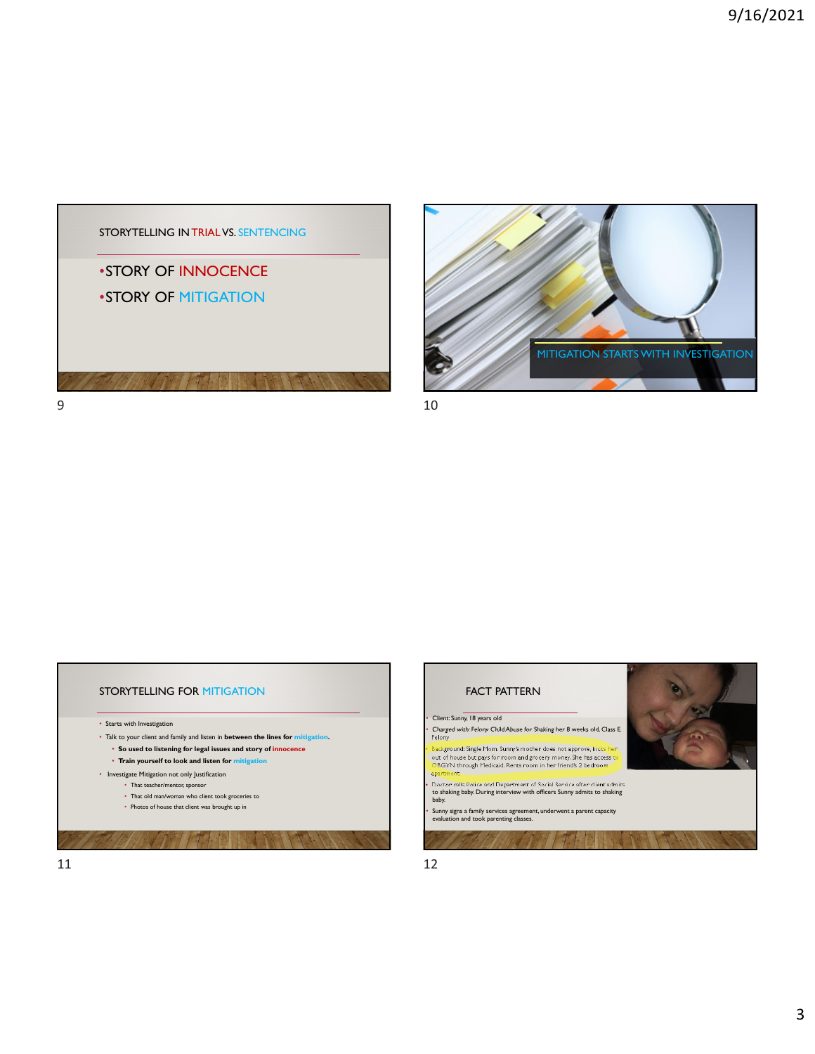## STORYTELLING IN TRIAL VS. SENTENCING

- STORY OF INNOCENCE
- STORY OF MITIGATION

## MITIGATION STARTS WITH INVESTIGATION

## STORYTELLING FOR MITIGATION

- Starts with Investigation
- Talk to your client and family and listen in **between the lines for mitigation.**
  - **So used to listening for legal issues and story of innocence**
  - **Train yourself to look and listen for mitigation**
- Investigate Mitigation not only Justification
  - That teacher/mentor, sponsor
  - That old man/woman who client took groceries to
  - Photos of house that client was brought up in

## FACT PATTERN

- Client: Sunny, 18 years old
- *Charged with:* Felony Child Abuse for Shaking her 8 weeks old, Class E Felony
- Background: Single Mom. Sunny's mother does not approve, kicks her out of house but pays for room and grocery money. She has access to OBGYN through Medicaid. Rents room in her friend's 2 bedroom apartment.
- Doctor calls Police and Department of Social Service after client admits to shaking baby. During interview with officers Sunny admits to shaking baby.
- Sunny signs a family services agreement, underwent a parent capacity evaluation and took parenting classes.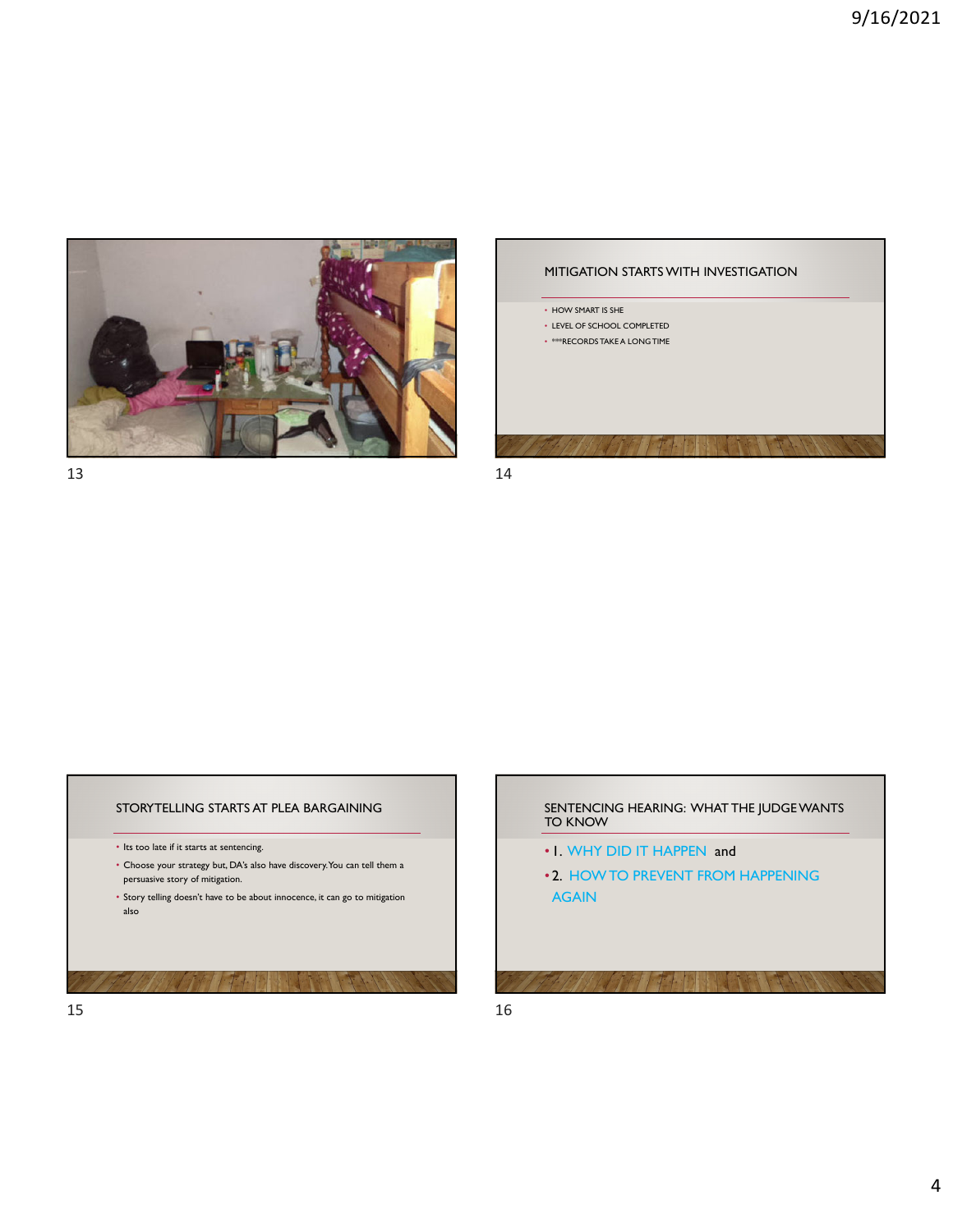## MITIGATION STARTS WITH INVESTIGATION

- HOW SMART IS SHE
- LEVEL OF SCHOOL COMPLETED
- ***RECORDS TAKE A LONG TIME

## STORYTELLING STARTS AT PLEA BARGAINING

- Its too late if it starts at sentencing.
- Choose your strategy but, DA's also have discovery. You can tell them a persuasive story of mitigation.
- Story telling doesn't have to be about innocence, it can go to mitigation also

## SENTENCING HEARING: WHAT THE JUDGE WANTS TO KNOW

- 1. WHY DID IT HAPPEN and
- 2. HOW TO PREVENT FROM HAPPENING AGAIN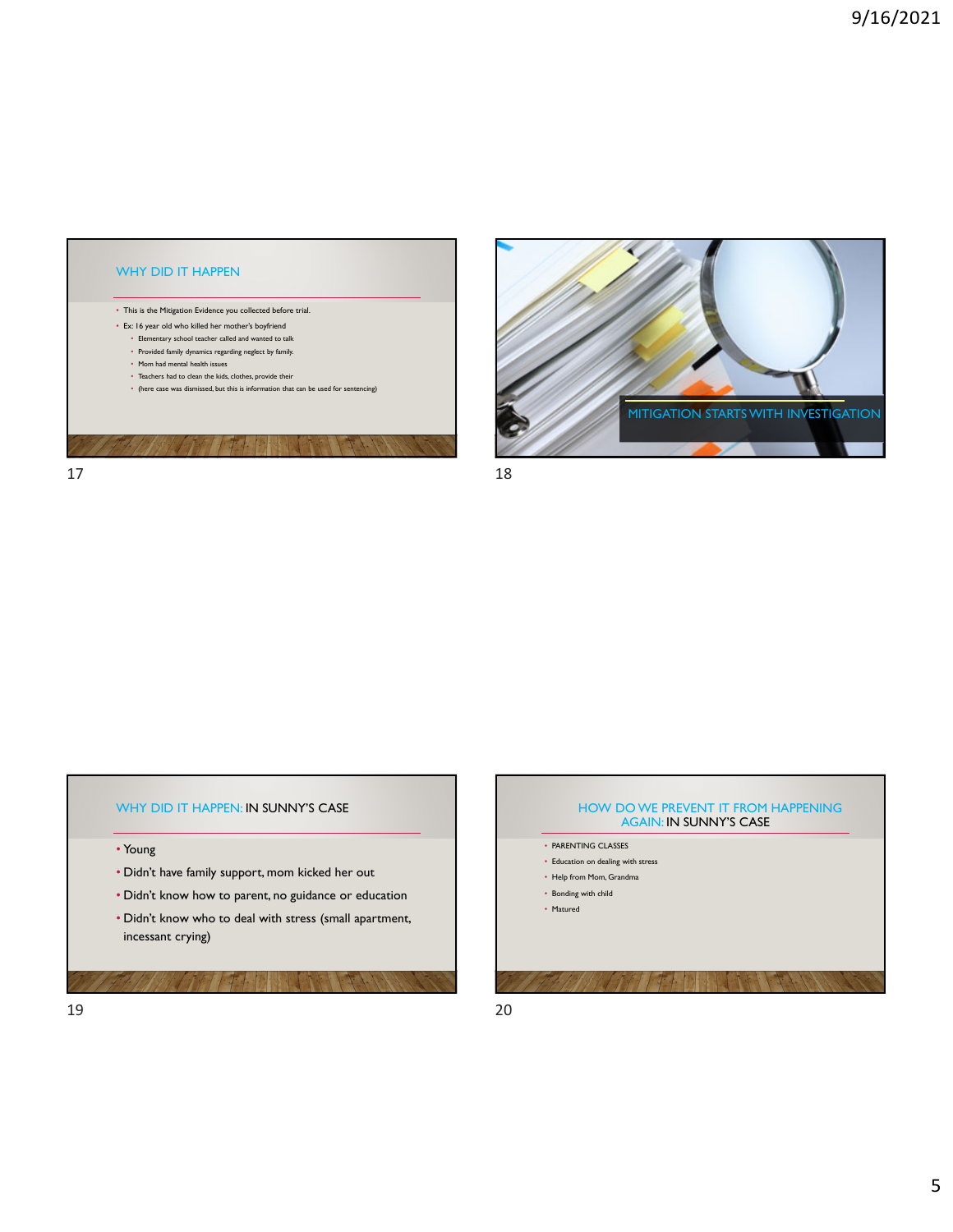## WHY DID IT HAPPEN

- This is the Mitigation Evidence you collected before trial.
- Ex: 16 year old who killed her mother's boyfriend
  - Elementary school teacher called and wanted to talk
  - Provided family dynamics regarding neglect by family.
  - Mom had mental health issues
  - Teachers had to clean the kids, clothes, provide their
  - (here case was dismissed, but this is information that can be used for sentencing)

## MITIGATION STARTS WITH INVESTIGATION

## WHY DID IT HAPPEN: IN SUNNY'S CASE

- Young
- Didn't have family support, mom kicked her out
- Didn't know how to parent, no guidance or education
- Didn't know who to deal with stress (small apartment, incessant crying)

## HOW DO WE PREVENT IT FROM HAPPENING AGAIN: IN SUNNY'S CASE

- PARENTING CLASSES
- Education on dealing with stress
- Help from Mom, Grandma
- Bonding with child
- Matured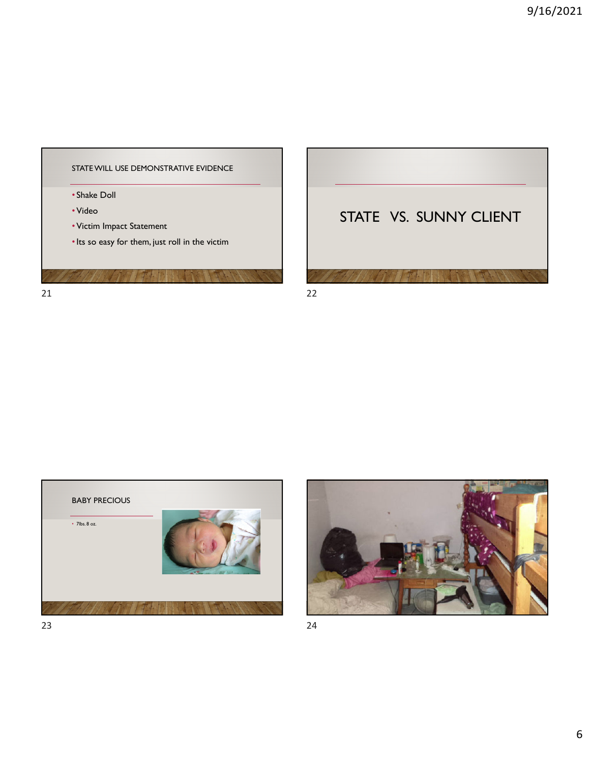## STATE WILL USE DEMONSTRATIVE EVIDENCE

- Shake Doll
- Video
- Victim Impact Statement
- Its so easy for them, just roll in the victim

## STATE VS. SUNNY CLIENT

## BABY PRECIOUS

- 7lbs. 8 oz.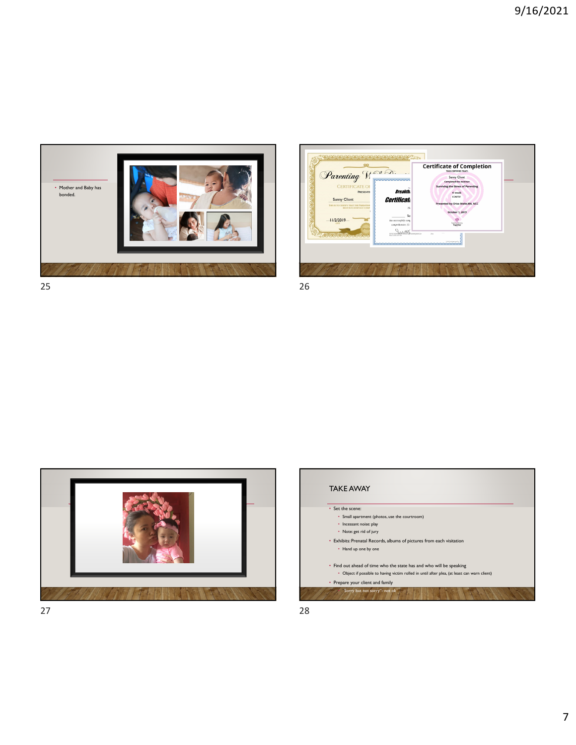- Mother and Baby has bonded.

## TAKE AWAY

- Set the scene:
  - Small apartment (photos, use the courtroom)
  - Incessant noise: play
  - Note: get rid of jury
- Exhibits: Prenatal Records, albums of pictures from each visitation
  - Hand up one by one
- Find out ahead of time who the state has and who will be speaking
  - Object if possible to having victim rolled in until after plea, (at least can warn client)
- Prepare your client and family
  - "Sorry but not sorry"- not ok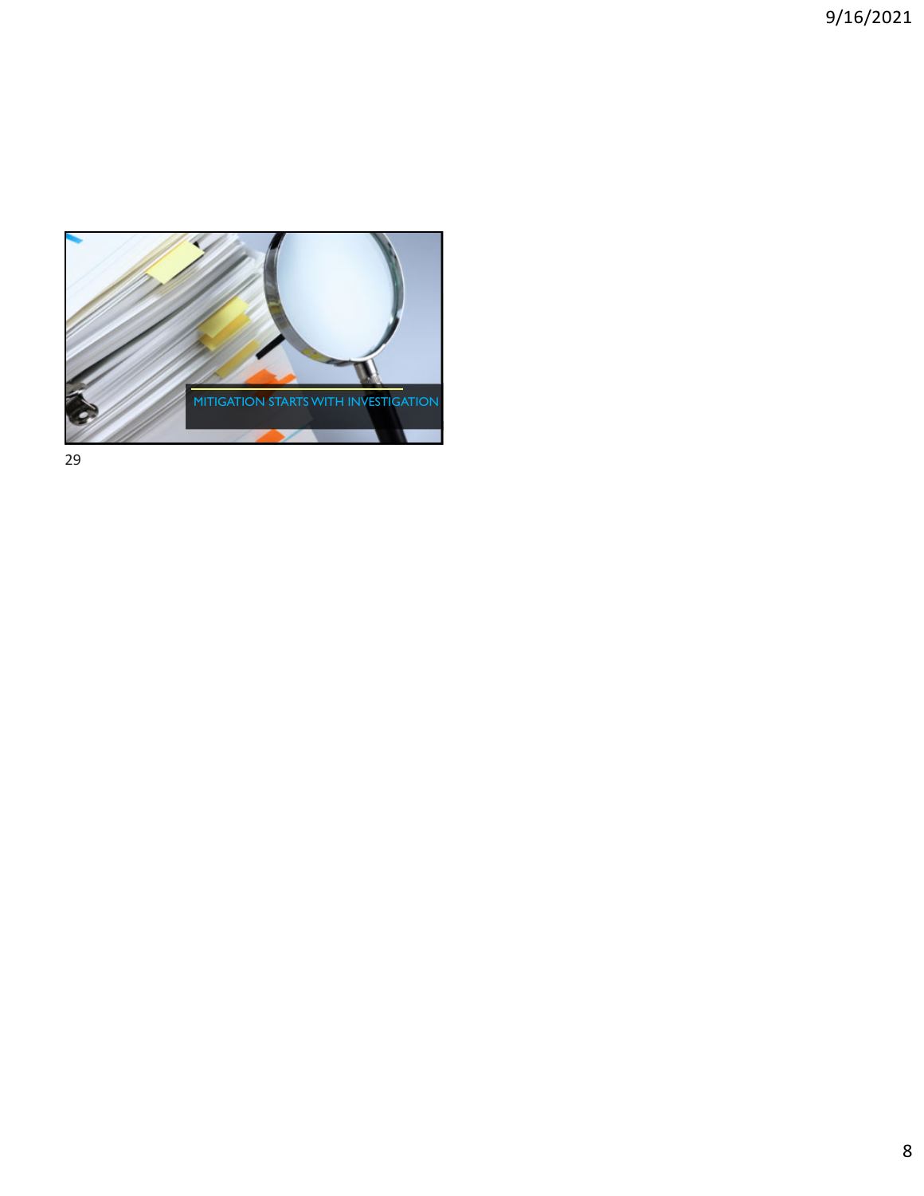MITIGATION STARTS WITH INVESTIGATION